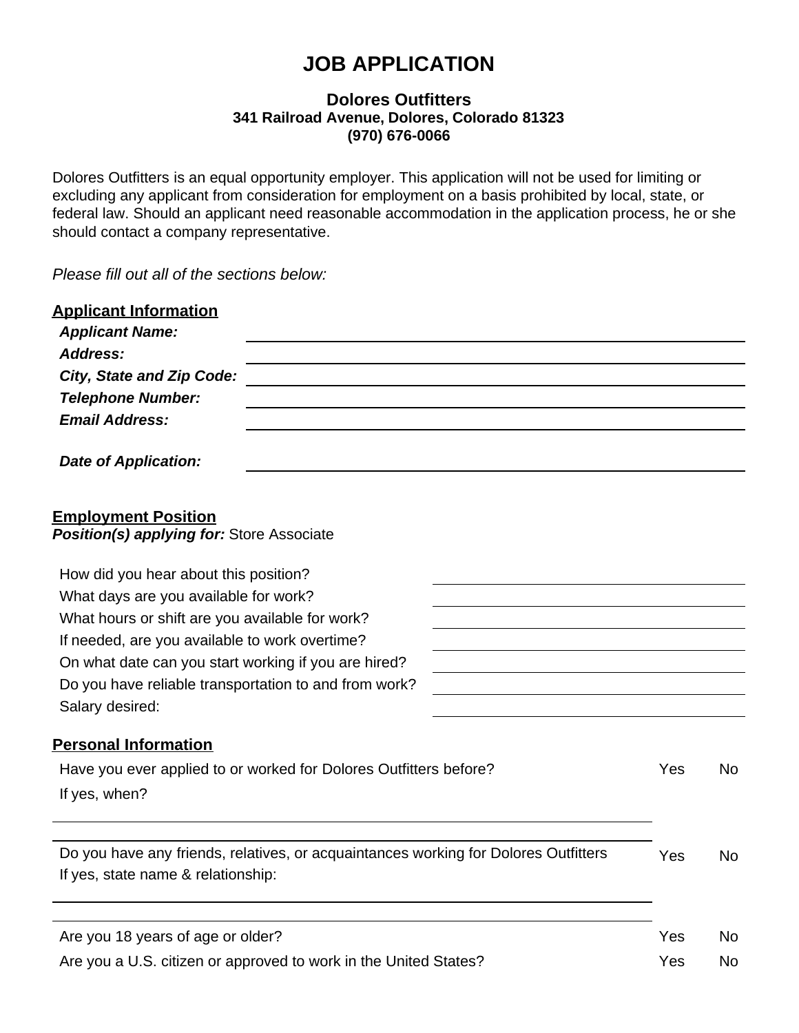# JOB APPLICATION

**Dolores Outfitters**
**341 Railroad Avenue, Dolores, Colorado 81323**
**(970) 676-0066**

Dolores Outfitters is an equal opportunity employer. This application will not be used for limiting or excluding any applicant from consideration for employment on a basis prohibited by local, state, or federal law. Should an applicant need reasonable accommodation in the application process, he or she should contact a company representative.

*Please fill out all of the sections below:*

## Applicant Information

***Applicant Name:*** ______________________________

***Address:*** ______________________________

***City, State and Zip Code:*** ______________________________

***Telephone Number:*** ______________________________

***Email Address:*** ______________________________

***Date of Application:*** ______________________________

## Employment Position

***Position(s) applying for:*** Store Associate

How did you hear about this position? ______________________________

What days are you available for work? ______________________________

What hours or shift are you available for work? ______________________________

If needed, are you available to work overtime? ______________________________

On what date can you start working if you are hired? ______________________________

Do you have reliable transportation to and from work? ______________________________

Salary desired: ______________________________

## Personal Information

Have you ever applied to or worked for Dolores Outfitters before? Yes No

If yes, when?

______________________________

______________________________

Do you have any friends, relatives, or acquaintances working for Dolores Outfitters Yes No

If yes, state name & relationship:

______________________________

______________________________

Are you 18 years of age or older? Yes No

Are you a U.S. citizen or approved to work in the United States? Yes No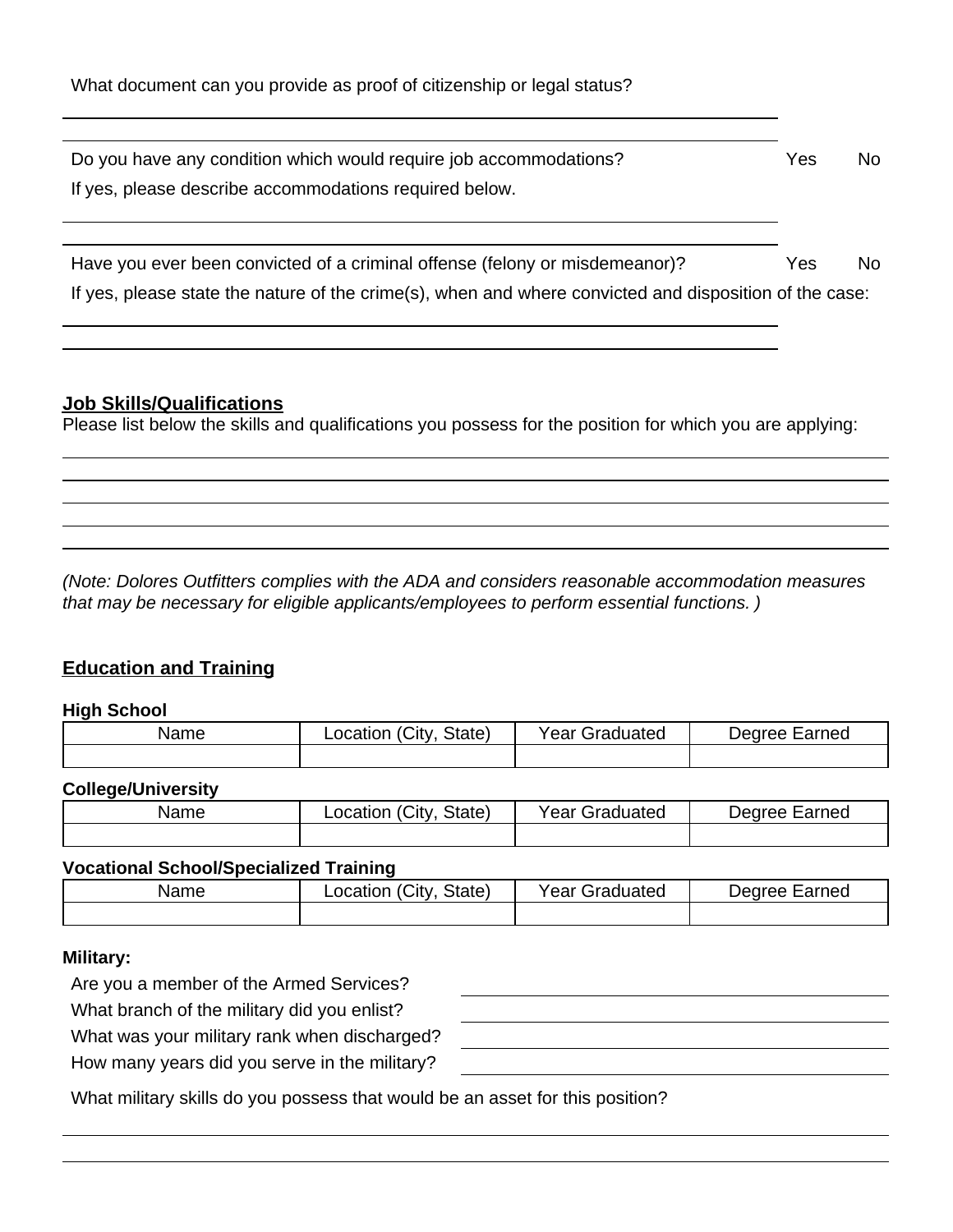What document can you provide as proof of citizenship or legal status?

\_\_\_\_\_\_\_\_\_\_\_\_\_\_\_\_\_\_\_\_\_\_\_\_\_\_\_\_\_\_\_\_\_\_\_\_\_\_\_\_\_\_\_\_\_\_\_\_\_\_\_\_\_\_\_\_\_\_\_\_

Do you have any condition which would require job accommodations? Yes No

If yes, please describe accommodations required below.

\_\_\_\_\_\_\_\_\_\_\_\_\_\_\_\_\_\_\_\_\_\_\_\_\_\_\_\_\_\_\_\_\_\_\_\_\_\_\_\_\_\_\_\_\_\_\_\_\_\_\_\_\_\_\_\_\_\_\_\_

Have you ever been convicted of a criminal offense (felony or misdemeanor)? Yes No

If yes, please state the nature of the crime(s), when and where convicted and disposition of the case:

\_\_\_\_\_\_\_\_\_\_\_\_\_\_\_\_\_\_\_\_\_\_\_\_\_\_\_\_\_\_\_\_\_\_\_\_\_\_\_\_\_\_\_\_\_\_\_\_\_\_\_\_\_\_\_\_\_\_\_\_

\_\_\_\_\_\_\_\_\_\_\_\_\_\_\_\_\_\_\_\_\_\_\_\_\_\_\_\_\_\_\_\_\_\_\_\_\_\_\_\_\_\_\_\_\_\_\_\_\_\_\_\_\_\_\_\_\_\_\_\_

## Job Skills/Qualifications

Please list below the skills and qualifications you possess for the position for which you are applying:

\_\_\_\_\_\_\_\_\_\_\_\_\_\_\_\_\_\_\_\_\_\_\_\_\_\_\_\_\_\_\_\_\_\_\_\_\_\_\_\_\_\_\_\_\_\_\_\_\_\_\_\_\_\_\_\_\_\_\_\_\_\_\_\_\_\_\_\_

\_\_\_\_\_\_\_\_\_\_\_\_\_\_\_\_\_\_\_\_\_\_\_\_\_\_\_\_\_\_\_\_\_\_\_\_\_\_\_\_\_\_\_\_\_\_\_\_\_\_\_\_\_\_\_\_\_\_\_\_\_\_\_\_\_\_\_\_

\_\_\_\_\_\_\_\_\_\_\_\_\_\_\_\_\_\_\_\_\_\_\_\_\_\_\_\_\_\_\_\_\_\_\_\_\_\_\_\_\_\_\_\_\_\_\_\_\_\_\_\_\_\_\_\_\_\_\_\_\_\_\_\_\_\_\_\_

\_\_\_\_\_\_\_\_\_\_\_\_\_\_\_\_\_\_\_\_\_\_\_\_\_\_\_\_\_\_\_\_\_\_\_\_\_\_\_\_\_\_\_\_\_\_\_\_\_\_\_\_\_\_\_\_\_\_\_\_\_\_\_\_\_\_\_\_

\_\_\_\_\_\_\_\_\_\_\_\_\_\_\_\_\_\_\_\_\_\_\_\_\_\_\_\_\_\_\_\_\_\_\_\_\_\_\_\_\_\_\_\_\_\_\_\_\_\_\_\_\_\_\_\_\_\_\_\_\_\_\_\_\_\_\_\_

*(Note: Dolores Outfitters complies with the ADA and considers reasonable accommodation measures that may be necessary for eligible applicants/employees to perform essential functions. )*

## Education and Training

**High School**

| Name | Location (City, State) | Year Graduated | Degree Earned |
|---|---|---|---|
| | | | |

**College/University**

| Name | Location (City, State) | Year Graduated | Degree Earned |
|---|---|---|---|
| | | | |

**Vocational School/Specialized Training**

| Name | Location (City, State) | Year Graduated | Degree Earned |
|---|---|---|---|
| | | | |

**Military:**

Are you a member of the Armed Services? \_\_\_\_\_\_\_\_\_\_\_\_\_\_\_\_\_\_\_\_\_\_\_\_\_\_\_\_

What branch of the military did you enlist? \_\_\_\_\_\_\_\_\_\_\_\_\_\_\_\_\_\_\_\_\_\_\_\_\_\_\_\_

What was your military rank when discharged? \_\_\_\_\_\_\_\_\_\_\_\_\_\_\_\_\_\_\_\_\_\_\_\_\_\_\_\_

How many years did you serve in the military? \_\_\_\_\_\_\_\_\_\_\_\_\_\_\_\_\_\_\_\_\_\_\_\_\_\_\_\_

What military skills do you possess that would be an asset for this position?

\_\_\_\_\_\_\_\_\_\_\_\_\_\_\_\_\_\_\_\_\_\_\_\_\_\_\_\_\_\_\_\_\_\_\_\_\_\_\_\_\_\_\_\_\_\_\_\_\_\_\_\_\_\_\_\_\_\_\_\_\_\_\_\_\_\_\_\_

\_\_\_\_\_\_\_\_\_\_\_\_\_\_\_\_\_\_\_\_\_\_\_\_\_\_\_\_\_\_\_\_\_\_\_\_\_\_\_\_\_\_\_\_\_\_\_\_\_\_\_\_\_\_\_\_\_\_\_\_\_\_\_\_\_\_\_\_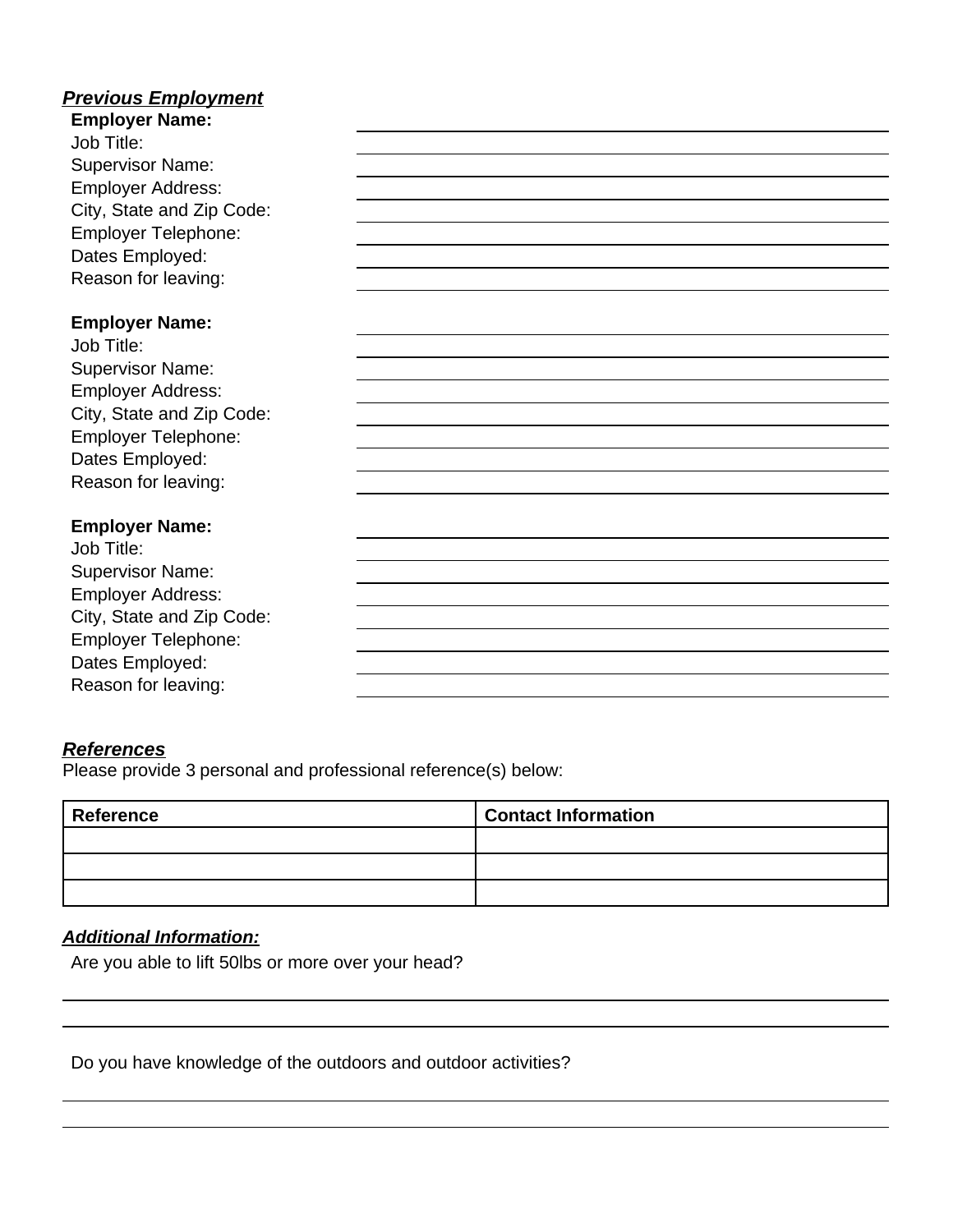***Previous Employment***

**Employer Name:**
Job Title:
Supervisor Name:
Employer Address:
City, State and Zip Code:
Employer Telephone:
Dates Employed:
Reason for leaving:

**Employer Name:**
Job Title:
Supervisor Name:
Employer Address:
City, State and Zip Code:
Employer Telephone:
Dates Employed:
Reason for leaving:

**Employer Name:**
Job Title:
Supervisor Name:
Employer Address:
City, State and Zip Code:
Employer Telephone:
Dates Employed:
Reason for leaving:

***References***

Please provide 3 personal and professional reference(s) below:

| Reference | Contact Information |
|---|---|
| | |
| | |
| | |

***Additional Information:***

Are you able to lift 50lbs or more over your head?

Do you have knowledge of the outdoors and outdoor activities?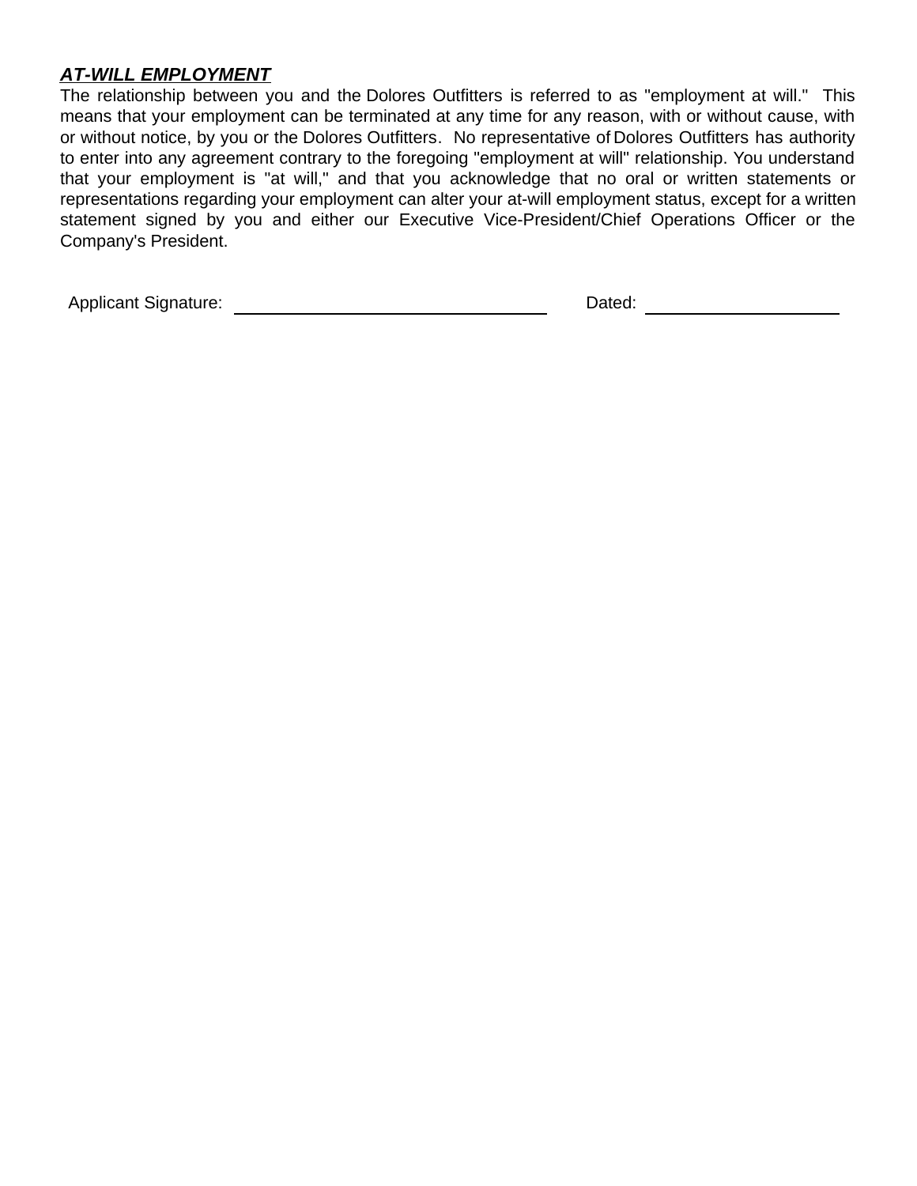***AT-WILL EMPLOYMENT***

The relationship between you and the Dolores Outfitters is referred to as "employment at will." This means that your employment can be terminated at any time for any reason, with or without cause, with or without notice, by you or the Dolores Outfitters. No representative of Dolores Outfitters has authority to enter into any agreement contrary to the foregoing "employment at will" relationship. You understand that your employment is "at will," and that you acknowledge that no oral or written statements or representations regarding your employment can alter your at-will employment status, except for a written statement signed by you and either our Executive Vice-President/Chief Operations Officer or the Company's President.

Applicant Signature: ______________________________ Dated: ____________________